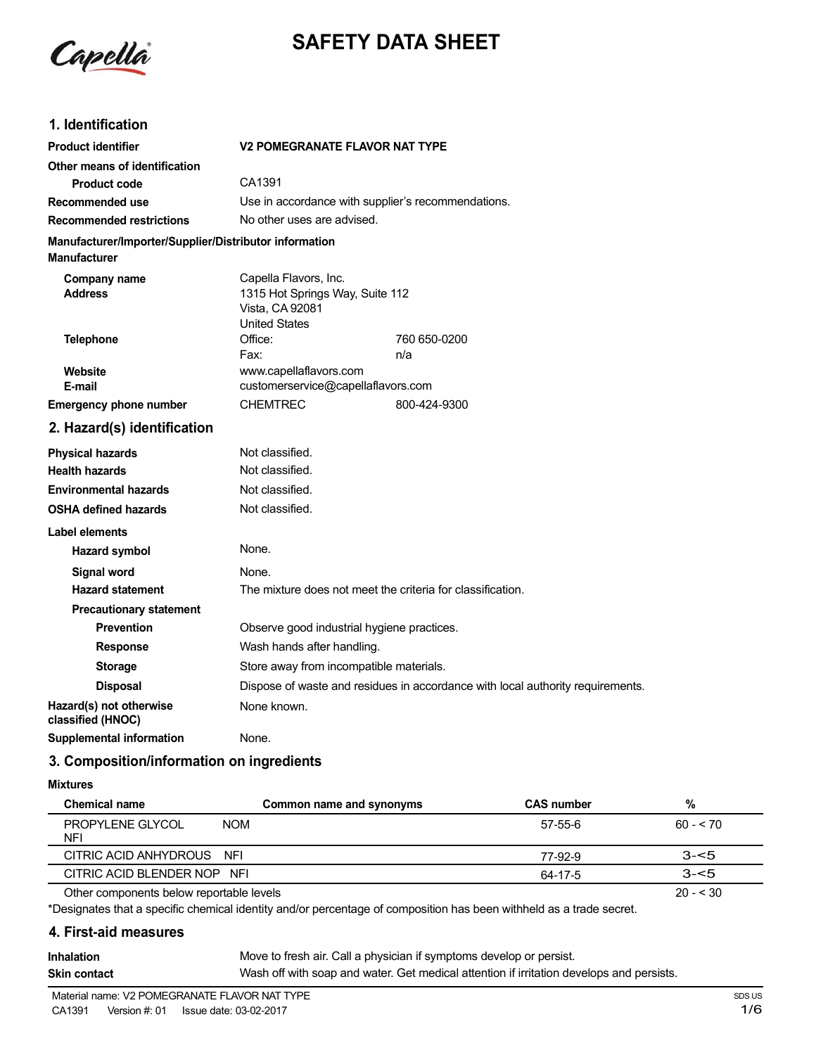# SAFETY DATA SHEET

## 1. Identification

| | |
|---|---|
| **Product identifier** | **V2 POMEGRANATE FLAVOR NAT TYPE** |
| **Other means of identification** | |
| **Product code** | CA1391 |
| **Recommended use** | Use in accordance with supplier's recommendations. |
| **Recommended restrictions** | No other uses are advised. |

**Manufacturer/Importer/Supplier/Distributor information**

**Manufacturer**

| | | |
|---|---|---|
| **Company name** | Capella Flavors, Inc. | |
| **Address** | 1315 Hot Springs Way, Suite 112<br>Vista, CA 92081<br>United States | |
| **Telephone** | Office: | 760 650-0200 |
| | Fax: | n/a |
| **Website** | www.capellaflavors.com | |
| **E-mail** | customerservice@capellaflavors.com | |
| **Emergency phone number** | CHEMTREC | 800-424-9300 |

## 2. Hazard(s) identification

| | |
|---|---|
| **Physical hazards** | Not classified. |
| **Health hazards** | Not classified. |
| **Environmental hazards** | Not classified. |
| **OSHA defined hazards** | Not classified. |

**Label elements**

| | |
|---|---|
| **Hazard symbol** | None. |
| **Signal word** | None. |
| **Hazard statement** | The mixture does not meet the criteria for classification. |
| **Precautionary statement** | |
| **Prevention** | Observe good industrial hygiene practices. |
| **Response** | Wash hands after handling. |
| **Storage** | Store away from incompatible materials. |
| **Disposal** | Dispose of waste and residues in accordance with local authority requirements. |
| **Hazard(s) not otherwise classified (HNOC)** | None known. |
| **Supplemental information** | None. |

## 3. Composition/information on ingredients

**Mixtures**

| Chemical name | Common name and synonyms | CAS number | % |
|---|---|---|---|
| PROPYLENE GLYCOL NFI | NOM | 57-55-6 | 60 - < 70 |
| CITRIC ACID ANHYDROUS | NFI | 77-92-9 | 3-<5 |
| CITRIC ACID BLENDER NOP | NFI | 64-17-5 | 3-<5 |
| Other components below reportable levels | | | 20 - < 30 |

*Designates that a specific chemical identity and/or percentage of composition has been withheld as a trade secret.

## 4. First-aid measures

| | |
|---|---|
| **Inhalation** | Move to fresh air. Call a physician if symptoms develop or persist. |
| **Skin contact** | Wash off with soap and water. Get medical attention if irritation develops and persists. |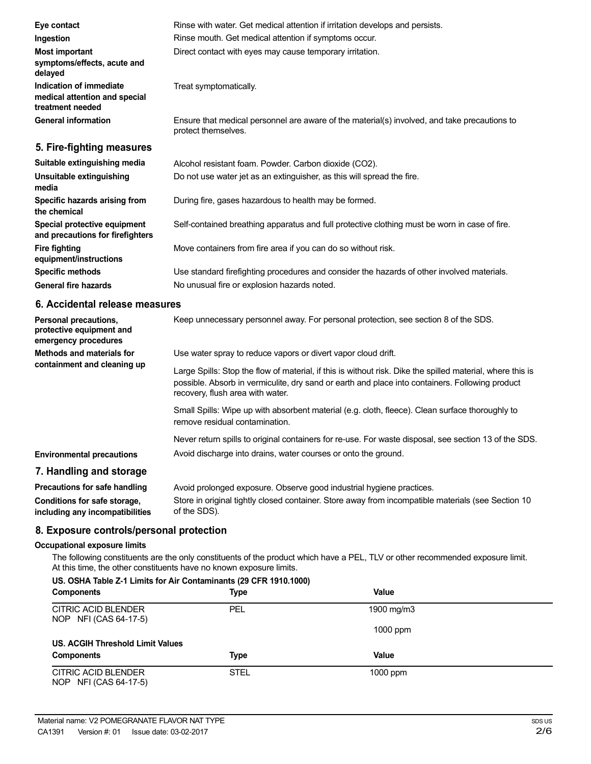**Eye contact** Rinse with water. Get medical attention if irritation develops and persists.

**Ingestion** Rinse mouth. Get medical attention if symptoms occur.

**Most important symptoms/effects, acute and delayed** Direct contact with eyes may cause temporary irritation.

**Indication of immediate medical attention and special treatment needed** Treat symptomatically.

**General information** Ensure that medical personnel are aware of the material(s) involved, and take precautions to protect themselves.

## 5. Fire-fighting measures

**Suitable extinguishing media** Alcohol resistant foam. Powder. Carbon dioxide ($CO_2$).

**Unsuitable extinguishing media** Do not use water jet as an extinguisher, as this will spread the fire.

**Specific hazards arising from the chemical** During fire, gases hazardous to health may be formed.

**Special protective equipment and precautions for firefighters** Self-contained breathing apparatus and full protective clothing must be worn in case of fire.

**Fire fighting equipment/instructions** Move containers from fire area if you can do so without risk.

**Specific methods** Use standard firefighting procedures and consider the hazards of other involved materials.

**General fire hazards** No unusual fire or explosion hazards noted.

## 6. Accidental release measures

**Personal precautions, protective equipment and emergency procedures** Keep unnecessary personnel away. For personal protection, see section 8 of the SDS.

**Methods and materials for containment and cleaning up** Use water spray to reduce vapors or divert vapor cloud drift.

Large Spills: Stop the flow of material, if this is without risk. Dike the spilled material, where this is possible. Absorb in vermiculite, dry sand or earth and place into containers. Following product recovery, flush area with water.

Small Spills: Wipe up with absorbent material (e.g. cloth, fleece). Clean surface thoroughly to remove residual contamination.

Never return spills to original containers for re-use. For waste disposal, see section 13 of the SDS.

**Environmental precautions** Avoid discharge into drains, water courses or onto the ground.

## 7. Handling and storage

**Precautions for safe handling** Avoid prolonged exposure. Observe good industrial hygiene practices.

**Conditions for safe storage, including any incompatibilities** Store in original tightly closed container. Store away from incompatible materials (see Section 10 of the SDS).

## 8. Exposure controls/personal protection

### Occupational exposure limits

The following constituents are the only constituents of the product which have a PEL, TLV or other recommended exposure limit. At this time, the other constituents have no known exposure limits.

**US. OSHA Table Z-1 Limits for Air Contaminants (29 CFR 1910.1000)**

| Components | Type | Value |
|---|---|---|
| CITRIC ACID BLENDER NOP NFI (CAS 64-17-5) | PEL | 1900 mg/m3 |
| | | 1000 ppm |

**US. ACGIH Threshold Limit Values**

| Components | Type | Value |
|---|---|---|
| CITRIC ACID BLENDER NOP NFI (CAS 64-17-5) | STEL | 1000 ppm |

Material name: V2 POMEGRANATE FLAVOR NAT TYPE
CA1391 Version #: 01 Issue date: 03-02-2017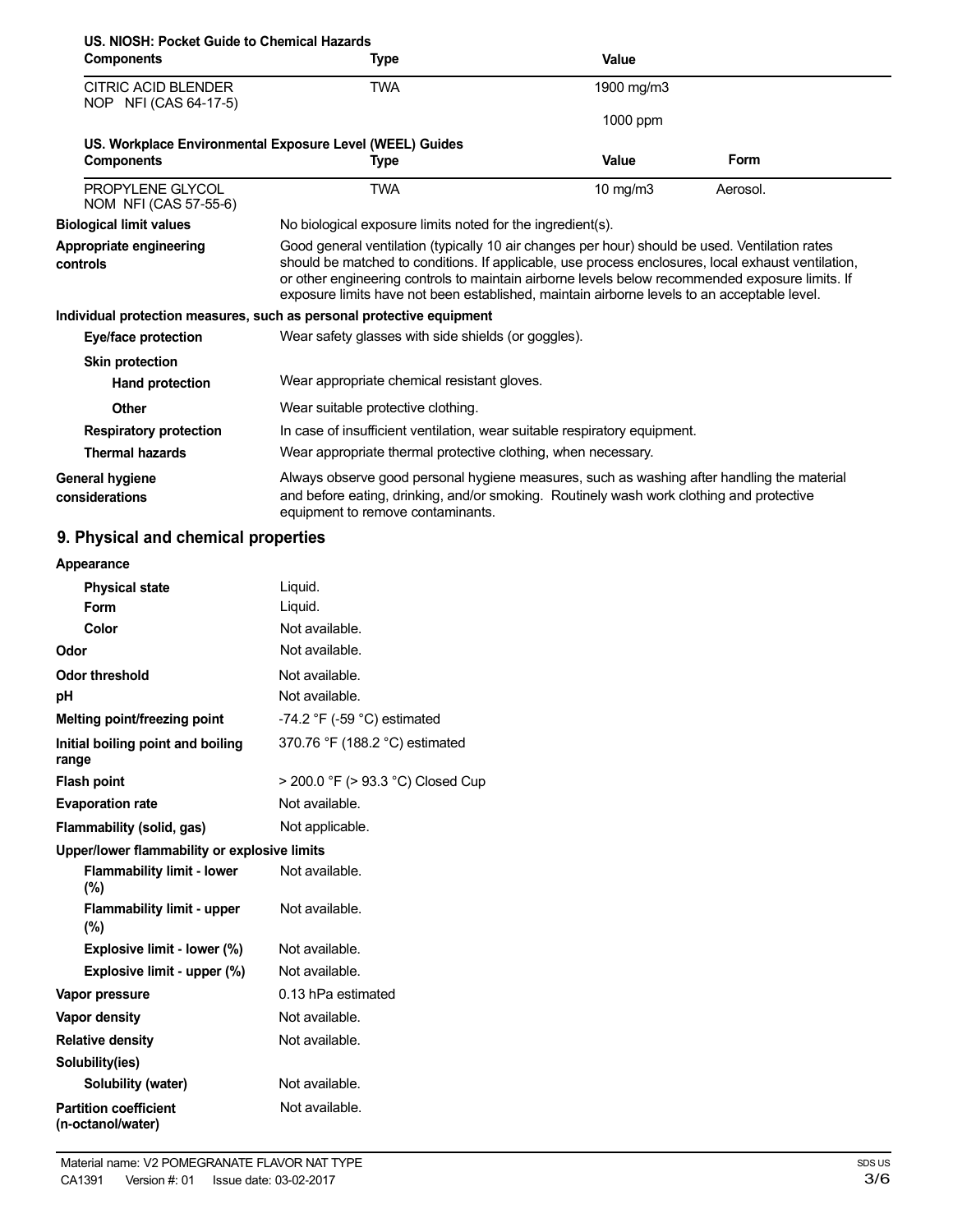**US. NIOSH: Pocket Guide to Chemical Hazards**

| Components | Type | Value |
|---|---|---|
| CITRIC ACID BLENDER NOP NFI (CAS 64-17-5) | TWA | 1900 mg/m3 |
| | | 1000 ppm |

**US. Workplace Environmental Exposure Level (WEEL) Guides**

| Components | Type | Value | Form |
|---|---|---|---|
| PROPYLENE GLYCOL NOM NFI (CAS 57-55-6) | TWA | 10 mg/m3 | Aerosol. |

**Biological limit values** No biological exposure limits noted for the ingredient(s).

**Appropriate engineering controls** Good general ventilation (typically 10 air changes per hour) should be used. Ventilation rates should be matched to conditions. If applicable, use process enclosures, local exhaust ventilation, or other engineering controls to maintain airborne levels below recommended exposure limits. If exposure limits have not been established, maintain airborne levels to an acceptable level.

**Individual protection measures, such as personal protective equipment**

**Eye/face protection** Wear safety glasses with side shields (or goggles).

**Skin protection**

**Hand protection** Wear appropriate chemical resistant gloves.

**Other** Wear suitable protective clothing.

**Respiratory protection** In case of insufficient ventilation, wear suitable respiratory equipment.

**Thermal hazards** Wear appropriate thermal protective clothing, when necessary.

**General hygiene considerations** Always observe good personal hygiene measures, such as washing after handling the material and before eating, drinking, and/or smoking. Routinely wash work clothing and protective equipment to remove contaminants.

## 9. Physical and chemical properties

| Property | Value |
|---|---|
| **Appearance** | |
| Physical state | Liquid. |
| Form | Liquid. |
| Color | Not available. |
| **Odor** | Not available. |
| **Odor threshold** | Not available. |
| **pH** | Not available. |
| **Melting point/freezing point** | -74.2 °F (-59 °C) estimated |
| **Initial boiling point and boiling range** | 370.76 °F (188.2 °C) estimated |
| **Flash point** | > 200.0 °F (> 93.3 °C) Closed Cup |
| **Evaporation rate** | Not available. |
| **Flammability (solid, gas)** | Not applicable. |
| **Upper/lower flammability or explosive limits** | |
| Flammability limit - lower (%) | Not available. |
| Flammability limit - upper (%) | Not available. |
| Explosive limit - lower (%) | Not available. |
| Explosive limit - upper (%) | Not available. |
| **Vapor pressure** | 0.13 hPa estimated |
| **Vapor density** | Not available. |
| **Relative density** | Not available. |
| **Solubility(ies)** | |
| Solubility (water) | Not available. |
| **Partition coefficient (n-octanol/water)** | Not available. |

Material name: V2 POMEGRANATE FLAVOR NAT TYPE
CA1391 Version #: 01 Issue date: 03-02-2017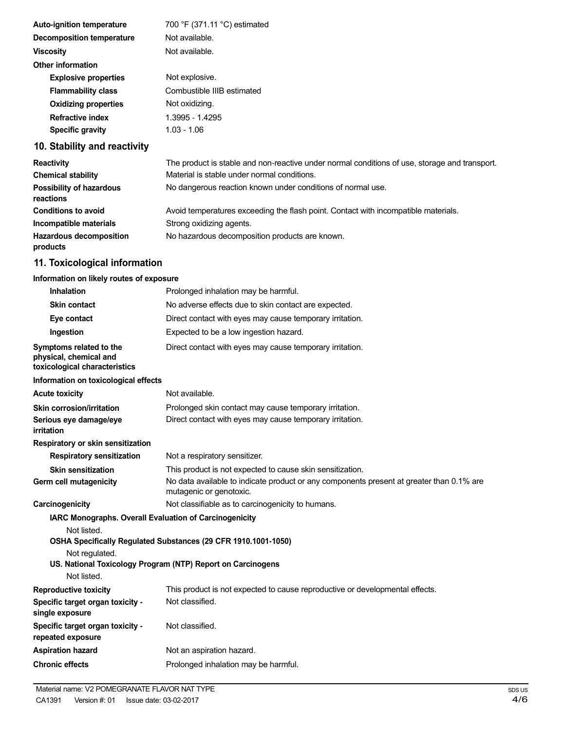| | |
|---|---|
| **Auto-ignition temperature** | 700 °F (371.11 °C) estimated |
| **Decomposition temperature** | Not available. |
| **Viscosity** | Not available. |
| **Other information** | |
| **Explosive properties** | Not explosive. |
| **Flammability class** | Combustible IIIB estimated |
| **Oxidizing properties** | Not oxidizing. |
| **Refractive index** | 1.3995 - 1.4295 |
| **Specific gravity** | 1.03 - 1.06 |

## 10. Stability and reactivity

| | |
|---|---|
| **Reactivity** | The product is stable and non-reactive under normal conditions of use, storage and transport. |
| **Chemical stability** | Material is stable under normal conditions. |
| **Possibility of hazardous reactions** | No dangerous reaction known under conditions of normal use. |
| **Conditions to avoid** | Avoid temperatures exceeding the flash point. Contact with incompatible materials. |
| **Incompatible materials** | Strong oxidizing agents. |
| **Hazardous decomposition products** | No hazardous decomposition products are known. |

## 11. Toxicological information

**Information on likely routes of exposure**

| | |
|---|---|
| **Inhalation** | Prolonged inhalation may be harmful. |
| **Skin contact** | No adverse effects due to skin contact are expected. |
| **Eye contact** | Direct contact with eyes may cause temporary irritation. |
| **Ingestion** | Expected to be a low ingestion hazard. |
| **Symptoms related to the physical, chemical and toxicological characteristics** | Direct contact with eyes may cause temporary irritation. |

**Information on toxicological effects**

| | |
|---|---|
| **Acute toxicity** | Not available. |
| **Skin corrosion/irritation** | Prolonged skin contact may cause temporary irritation. |
| **Serious eye damage/eye irritation** | Direct contact with eyes may cause temporary irritation. |
| **Respiratory or skin sensitization** | |
| **Respiratory sensitization** | Not a respiratory sensitizer. |
| **Skin sensitization** | This product is not expected to cause skin sensitization. |
| **Germ cell mutagenicity** | No data available to indicate product or any components present at greater than 0.1% are mutagenic or genotoxic. |
| **Carcinogenicity** | Not classifiable as to carcinogenicity to humans. |

**IARC Monographs. Overall Evaluation of Carcinogenicity**

Not listed.

**OSHA Specifically Regulated Substances (29 CFR 1910.1001-1050)**

Not regulated.

**US. National Toxicology Program (NTP) Report on Carcinogens**

Not listed.

| | |
|---|---|
| **Reproductive toxicity** | This product is not expected to cause reproductive or developmental effects. |
| **Specific target organ toxicity - single exposure** | Not classified. |
| **Specific target organ toxicity - repeated exposure** | Not classified. |
| **Aspiration hazard** | Not an aspiration hazard. |
| **Chronic effects** | Prolonged inhalation may be harmful. |

Material name: V2 POMEGRANATE FLAVOR NAT TYPE

CA1391 Version #: 01 Issue date: 03-02-2017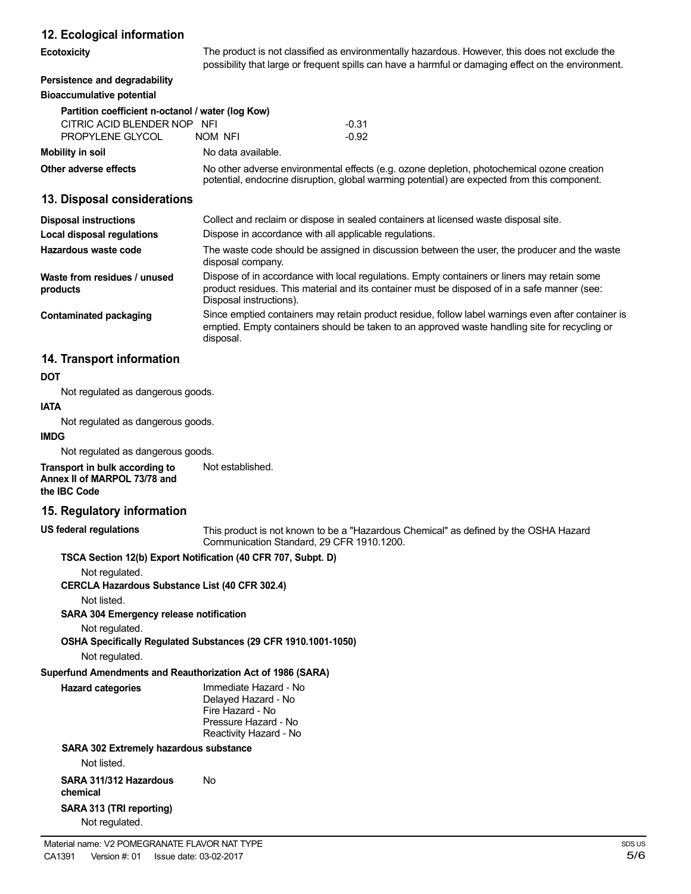## 12. Ecological information

**Ecotoxicity** The product is not classified as environmentally hazardous. However, this does not exclude the possibility that large or frequent spills can have a harmful or damaging effect on the environment.

**Persistence and degradability**

**Bioaccumulative potential**

**Partition coefficient n-octanol / water (log Kow)**

| | |
|---|---|
| CITRIC ACID BLENDER NOP NFI | -0.31 |
| PROPYLENE GLYCOL NOM NFI | -0.92 |

**Mobility in soil** No data available.

**Other adverse effects** No other adverse environmental effects (e.g. ozone depletion, photochemical ozone creation potential, endocrine disruption, global warming potential) are expected from this component.

## 13. Disposal considerations

**Disposal instructions** Collect and reclaim or dispose in sealed containers at licensed waste disposal site.

**Local disposal regulations** Dispose in accordance with all applicable regulations.

**Hazardous waste code** The waste code should be assigned in discussion between the user, the producer and the waste disposal company.

**Waste from residues / unused products** Dispose of in accordance with local regulations. Empty containers or liners may retain some product residues. This material and its container must be disposed of in a safe manner (see: Disposal instructions).

**Contaminated packaging** Since emptied containers may retain product residue, follow label warnings even after container is emptied. Empty containers should be taken to an approved waste handling site for recycling or disposal.

## 14. Transport information

**DOT**

Not regulated as dangerous goods.

**IATA**

Not regulated as dangerous goods.

**IMDG**

Not regulated as dangerous goods.

**Transport in bulk according to Annex II of MARPOL 73/78 and the IBC Code** Not established.

## 15. Regulatory information

**US federal regulations** This product is not known to be a "Hazardous Chemical" as defined by the OSHA Hazard Communication Standard, 29 CFR 1910.1200.

**TSCA Section 12(b) Export Notification (40 CFR 707, Subpt. D)**

Not regulated.

**CERCLA Hazardous Substance List (40 CFR 302.4)**

Not listed.

**SARA 304 Emergency release notification**

Not regulated.

**OSHA Specifically Regulated Substances (29 CFR 1910.1001-1050)**

Not regulated.

**Superfund Amendments and Reauthorization Act of 1986 (SARA)**

**Hazard categories**

Immediate Hazard - No
Delayed Hazard - No
Fire Hazard - No
Pressure Hazard - No
Reactivity Hazard - No

**SARA 302 Extremely hazardous substance**

Not listed.

**SARA 311/312 Hazardous chemical** No

**SARA 313 (TRI reporting)**

Not regulated.

Material name: V2 POMEGRANATE FLAVOR NAT TYPE
CA1391 Version #: 01 Issue date: 03-02-2017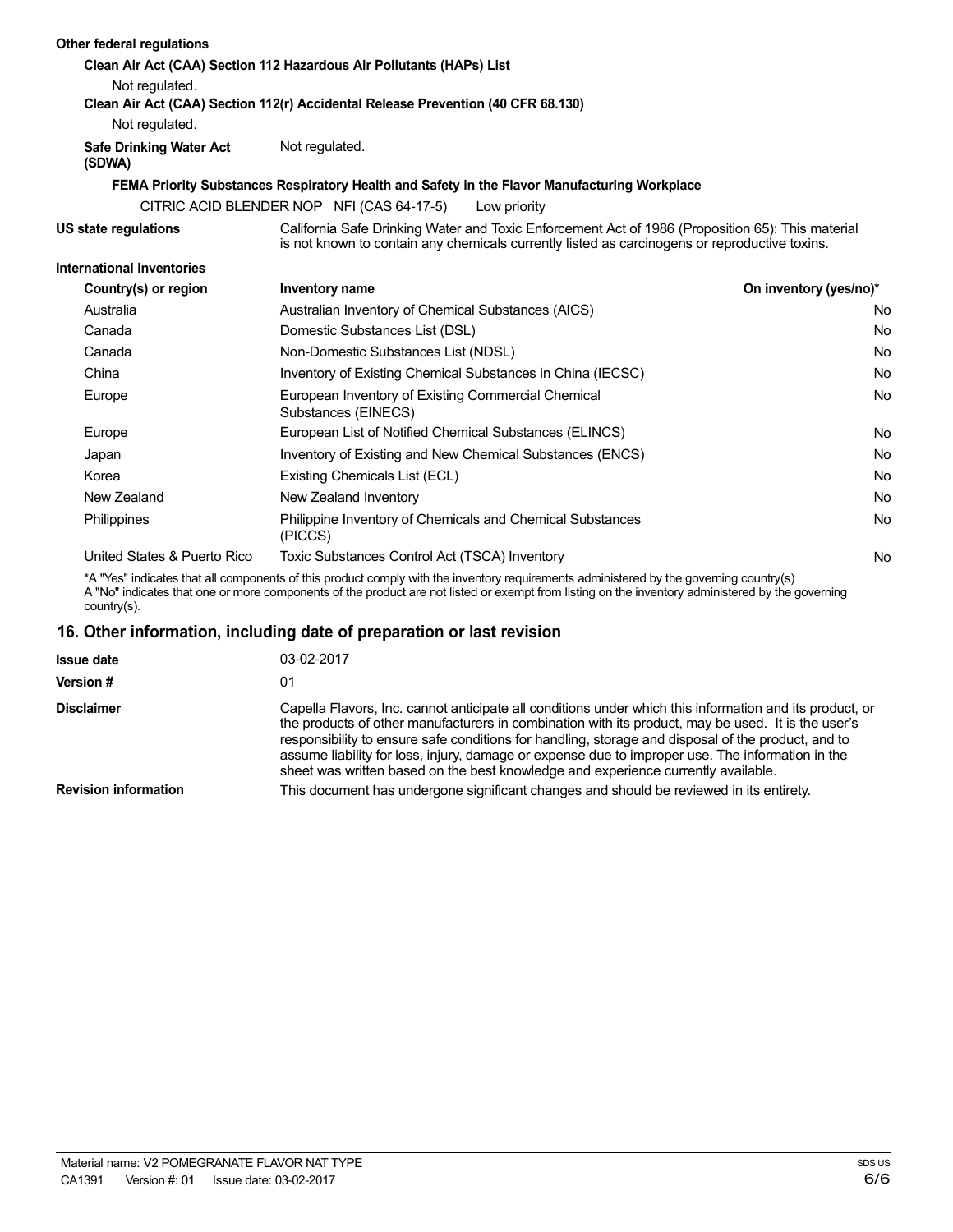**Other federal regulations**

**Clean Air Act (CAA) Section 112 Hazardous Air Pollutants (HAPs) List**

Not regulated.

**Clean Air Act (CAA) Section 112(r) Accidental Release Prevention (40 CFR 68.130)**

Not regulated.

**Safe Drinking Water Act (SDWA)** Not regulated.

**FEMA Priority Substances Respiratory Health and Safety in the Flavor Manufacturing Workplace**

CITRIC ACID BLENDER NOP NFI (CAS 64-17-5) Low priority

**US state regulations** California Safe Drinking Water and Toxic Enforcement Act of 1986 (Proposition 65): This material is not known to contain any chemicals currently listed as carcinogens or reproductive toxins.

**International Inventories**

| Country(s) or region | Inventory name | On inventory (yes/no)* |
|---|---|---|
| Australia | Australian Inventory of Chemical Substances (AICS) | No |
| Canada | Domestic Substances List (DSL) | No |
| Canada | Non-Domestic Substances List (NDSL) | No |
| China | Inventory of Existing Chemical Substances in China (IECSC) | No |
| Europe | European Inventory of Existing Commercial Chemical Substances (EINECS) | No |
| Europe | European List of Notified Chemical Substances (ELINCS) | No |
| Japan | Inventory of Existing and New Chemical Substances (ENCS) | No |
| Korea | Existing Chemicals List (ECL) | No |
| New Zealand | New Zealand Inventory | No |
| Philippines | Philippine Inventory of Chemicals and Chemical Substances (PICCS) | No |
| United States & Puerto Rico | Toxic Substances Control Act (TSCA) Inventory | No |

*A "Yes" indicates that all components of this product comply with the inventory requirements administered by the governing country(s)
A "No" indicates that one or more components of the product are not listed or exempt from listing on the inventory administered by the governing country(s).

## 16. Other information, including date of preparation or last revision

**Issue date** 03-02-2017

**Version #** 01

**Disclaimer** Capella Flavors, Inc. cannot anticipate all conditions under which this information and its product, or the products of other manufacturers in combination with its product, may be used. It is the user's responsibility to ensure safe conditions for handling, storage and disposal of the product, and to assume liability for loss, injury, damage or expense due to improper use. The information in the sheet was written based on the best knowledge and experience currently available.

**Revision information** This document has undergone significant changes and should be reviewed in its entirety.